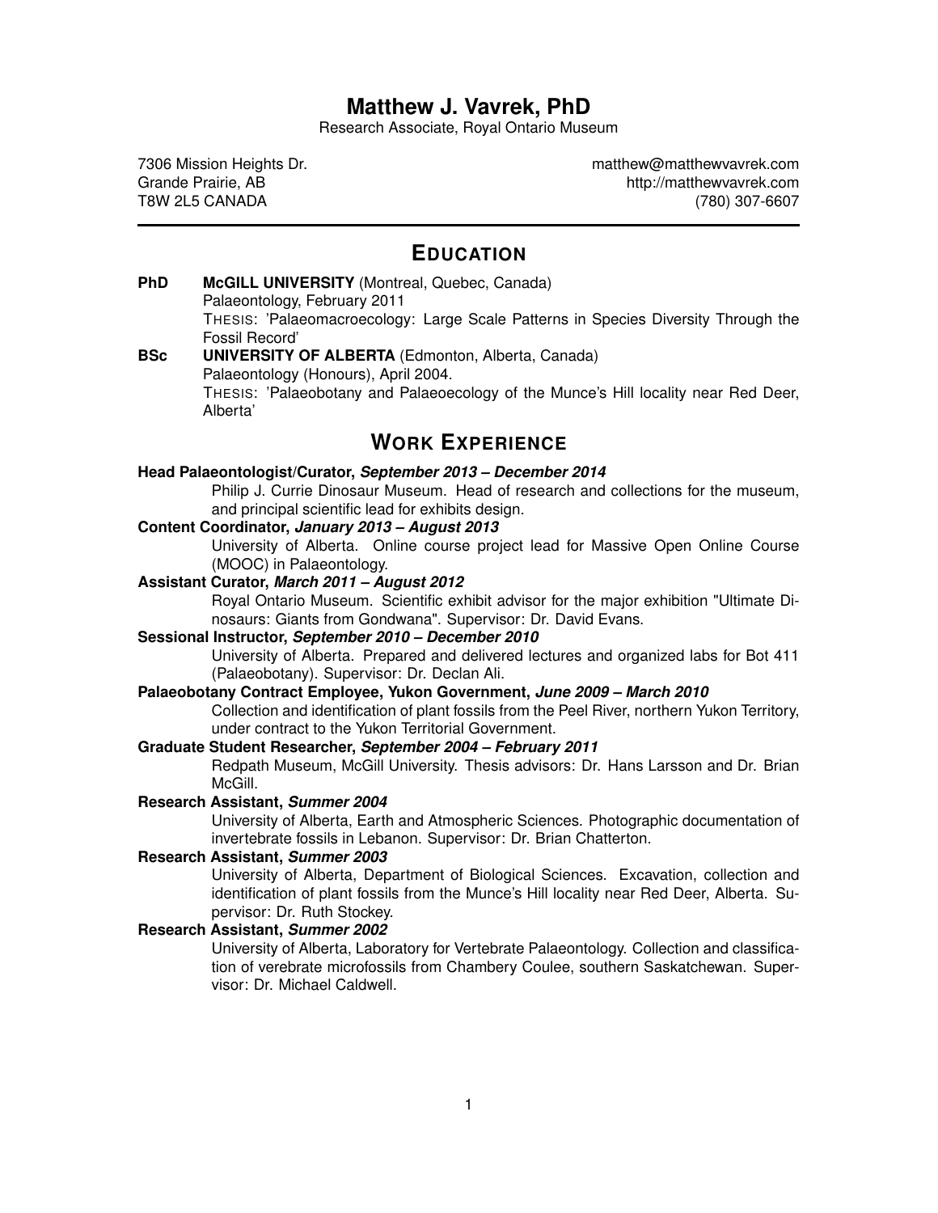# Matthew J. Vavrek, PhD

Research Associate, Royal Ontario Museum

7306 Mission Heights Dr.
Grande Prairie, AB
T8W 2L5 CANADA

matthew@matthewvavrek.com
http://matthewvavrek.com
(780) 307-6607

## EDUCATION

**PhD** **McGILL UNIVERSITY** (Montreal, Quebec, Canada)
Palaeontology, February 2011
THESIS: 'Palaeomacroecology: Large Scale Patterns in Species Diversity Through the Fossil Record'

**BSc** **UNIVERSITY OF ALBERTA** (Edmonton, Alberta, Canada)
Palaeontology (Honours), April 2004.
THESIS: 'Palaeobotany and Palaeoecology of the Munce's Hill locality near Red Deer, Alberta'

## WORK EXPERIENCE

**Head Palaeontologist/Curator, *September 2013 – December 2014***
Philip J. Currie Dinosaur Museum. Head of research and collections for the museum, and principal scientific lead for exhibits design.

**Content Coordinator, *January 2013 – August 2013***
University of Alberta. Online course project lead for Massive Open Online Course (MOOC) in Palaeontology.

**Assistant Curator, *March 2011 – August 2012***
Royal Ontario Museum. Scientific exhibit advisor for the major exhibition "Ultimate Dinosaurs: Giants from Gondwana". Supervisor: Dr. David Evans.

**Sessional Instructor, *September 2010 – December 2010***
University of Alberta. Prepared and delivered lectures and organized labs for Bot 411 (Palaeobotany). Supervisor: Dr. Declan Ali.

**Palaeobotany Contract Employee, Yukon Government, *June 2009 – March 2010***
Collection and identification of plant fossils from the Peel River, northern Yukon Territory, under contract to the Yukon Territorial Government.

**Graduate Student Researcher, *September 2004 – February 2011***
Redpath Museum, McGill University. Thesis advisors: Dr. Hans Larsson and Dr. Brian McGill.

**Research Assistant, *Summer 2004***
University of Alberta, Earth and Atmospheric Sciences. Photographic documentation of invertebrate fossils in Lebanon. Supervisor: Dr. Brian Chatterton.

**Research Assistant, *Summer 2003***
University of Alberta, Department of Biological Sciences. Excavation, collection and identification of plant fossils from the Munce's Hill locality near Red Deer, Alberta. Supervisor: Dr. Ruth Stockey.

**Research Assistant, *Summer 2002***
University of Alberta, Laboratory for Vertebrate Palaeontology. Collection and classification of verebrate microfossils from Chambery Coulee, southern Saskatchewan. Supervisor: Dr. Michael Caldwell.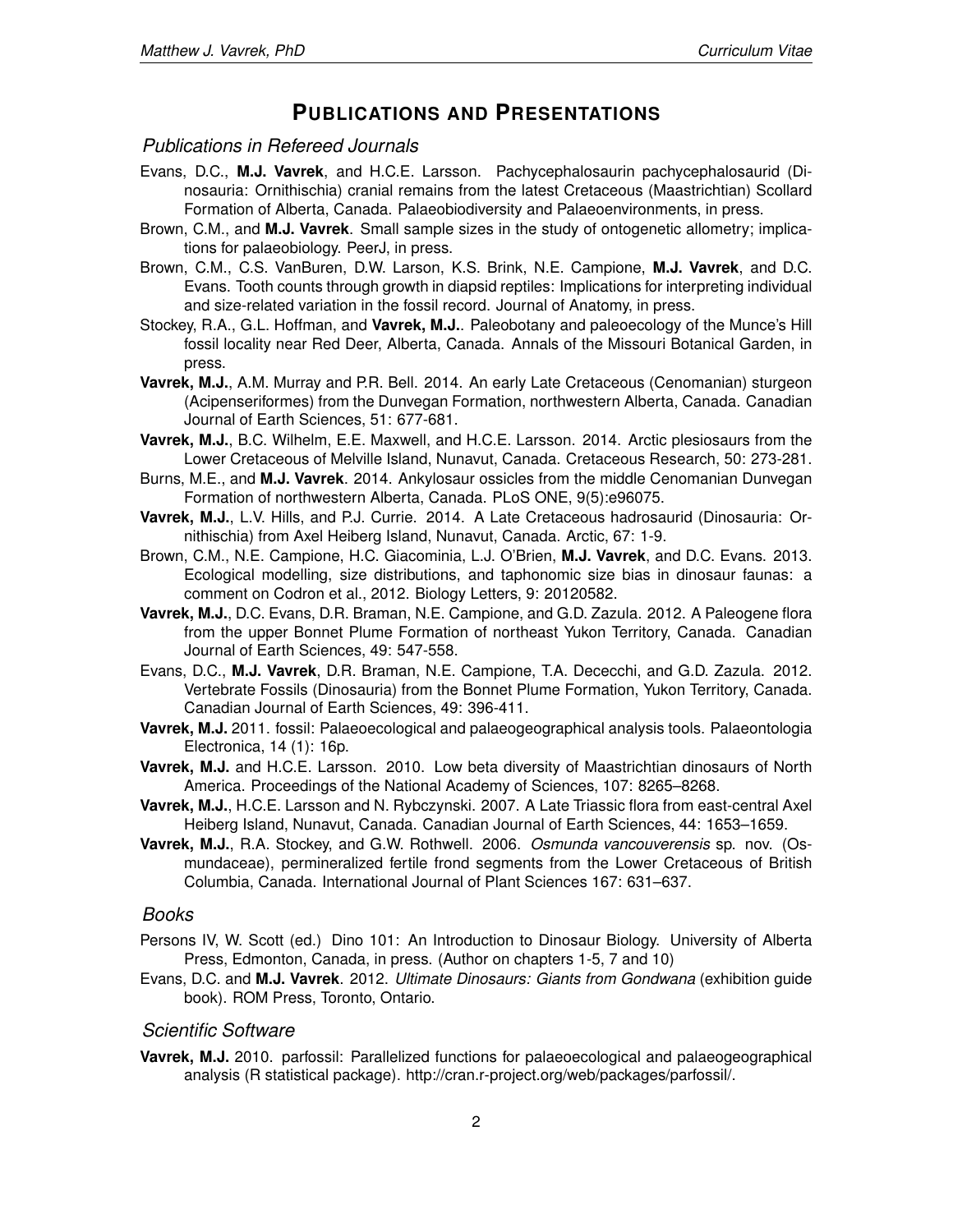# PUBLICATIONS AND PRESENTATIONS

## *Publications in Refereed Journals*

Evans, D.C., **M.J. Vavrek**, and H.C.E. Larsson. Pachycephalosaurin pachycephalosaurid (Dinosauria: Ornithischia) cranial remains from the latest Cretaceous (Maastrichtian) Scollard Formation of Alberta, Canada. Palaeobiodiversity and Palaeoenvironments, in press.

Brown, C.M., and **M.J. Vavrek**. Small sample sizes in the study of ontogenetic allometry; implications for palaeobiology. PeerJ, in press.

Brown, C.M., C.S. VanBuren, D.W. Larson, K.S. Brink, N.E. Campione, **M.J. Vavrek**, and D.C. Evans. Tooth counts through growth in diapsid reptiles: Implications for interpreting individual and size-related variation in the fossil record. Journal of Anatomy, in press.

Stockey, R.A., G.L. Hoffman, and **Vavrek, M.J.**. Paleobotany and paleoecology of the Munce's Hill fossil locality near Red Deer, Alberta, Canada. Annals of the Missouri Botanical Garden, in press.

**Vavrek, M.J.**, A.M. Murray and P.R. Bell. 2014. An early Late Cretaceous (Cenomanian) sturgeon (Acipenseriformes) from the Dunvegan Formation, northwestern Alberta, Canada. Canadian Journal of Earth Sciences, 51: 677-681.

**Vavrek, M.J.**, B.C. Wilhelm, E.E. Maxwell, and H.C.E. Larsson. 2014. Arctic plesiosaurs from the Lower Cretaceous of Melville Island, Nunavut, Canada. Cretaceous Research, 50: 273-281.

Burns, M.E., and **M.J. Vavrek**. 2014. Ankylosaur ossicles from the middle Cenomanian Dunvegan Formation of northwestern Alberta, Canada. PLoS ONE, 9(5):e96075.

**Vavrek, M.J.**, L.V. Hills, and P.J. Currie. 2014. A Late Cretaceous hadrosaurid (Dinosauria: Ornithischia) from Axel Heiberg Island, Nunavut, Canada. Arctic, 67: 1-9.

Brown, C.M., N.E. Campione, H.C. Giacominia, L.J. O'Brien, **M.J. Vavrek**, and D.C. Evans. 2013. Ecological modelling, size distributions, and taphonomic size bias in dinosaur faunas: a comment on Codron et al., 2012. Biology Letters, 9: 20120582.

**Vavrek, M.J.**, D.C. Evans, D.R. Braman, N.E. Campione, and G.D. Zazula. 2012. A Paleogene flora from the upper Bonnet Plume Formation of northeast Yukon Territory, Canada. Canadian Journal of Earth Sciences, 49: 547-558.

Evans, D.C., **M.J. Vavrek**, D.R. Braman, N.E. Campione, T.A. Dececchi, and G.D. Zazula. 2012. Vertebrate Fossils (Dinosauria) from the Bonnet Plume Formation, Yukon Territory, Canada. Canadian Journal of Earth Sciences, 49: 396-411.

**Vavrek, M.J.** 2011. fossil: Palaeoecological and palaeogeographical analysis tools. Palaeontologia Electronica, 14 (1): 16p.

**Vavrek, M.J.** and H.C.E. Larsson. 2010. Low beta diversity of Maastrichtian dinosaurs of North America. Proceedings of the National Academy of Sciences, 107: 8265–8268.

**Vavrek, M.J.**, H.C.E. Larsson and N. Rybczynski. 2007. A Late Triassic flora from east-central Axel Heiberg Island, Nunavut, Canada. Canadian Journal of Earth Sciences, 44: 1653–1659.

**Vavrek, M.J.**, R.A. Stockey, and G.W. Rothwell. 2006. *Osmunda vancouverensis* sp. nov. (Osmundaceae), permineralized fertile frond segments from the Lower Cretaceous of British Columbia, Canada. International Journal of Plant Sciences 167: 631–637.

## *Books*

Persons IV, W. Scott (ed.) Dino 101: An Introduction to Dinosaur Biology. University of Alberta Press, Edmonton, Canada, in press. (Author on chapters 1-5, 7 and 10)

Evans, D.C. and **M.J. Vavrek**. 2012. *Ultimate Dinosaurs: Giants from Gondwana* (exhibition guide book). ROM Press, Toronto, Ontario.

## *Scientific Software*

**Vavrek, M.J.** 2010. parfossil: Parallelized functions for palaeoecological and palaeogeographical analysis (R statistical package). http://cran.r-project.org/web/packages/parfossil/.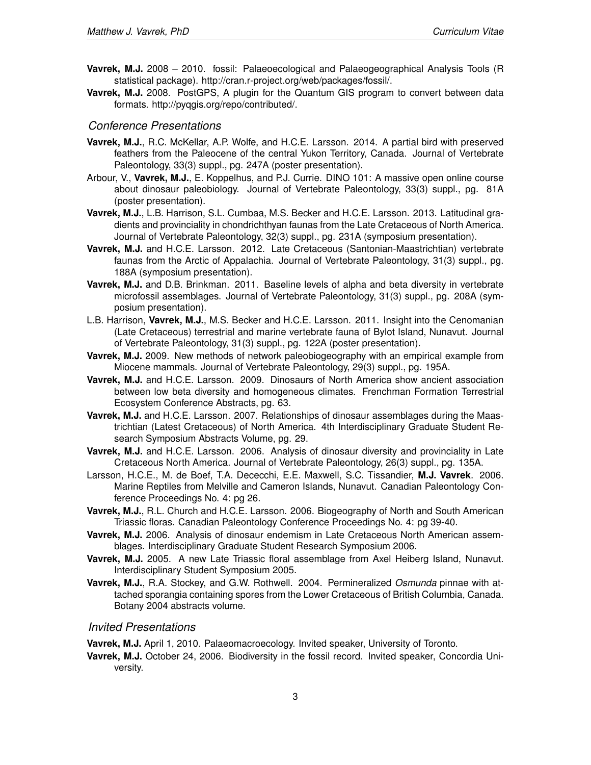**Vavrek, M.J.** 2008 – 2010. fossil: Palaeoecological and Palaeogeographical Analysis Tools (R statistical package). http://cran.r-project.org/web/packages/fossil/.

**Vavrek, M.J.** 2008. PostGPS, A plugin for the Quantum GIS program to convert between data formats. http://pyqgis.org/repo/contributed/.

### *Conference Presentations*

**Vavrek, M.J.**, R.C. McKellar, A.P. Wolfe, and H.C.E. Larsson. 2014. A partial bird with preserved feathers from the Paleocene of the central Yukon Territory, Canada. Journal of Vertebrate Paleontology, 33(3) suppl., pg. 247A (poster presentation).

Arbour, V., **Vavrek, M.J.**, E. Koppelhus, and P.J. Currie. DINO 101: A massive open online course about dinosaur paleobiology. Journal of Vertebrate Paleontology, 33(3) suppl., pg. 81A (poster presentation).

**Vavrek, M.J.**, L.B. Harrison, S.L. Cumbaa, M.S. Becker and H.C.E. Larsson. 2013. Latitudinal gradients and provinciality in chondrichthyan faunas from the Late Cretaceous of North America. Journal of Vertebrate Paleontology, 32(3) suppl., pg. 231A (symposium presentation).

**Vavrek, M.J.** and H.C.E. Larsson. 2012. Late Cretaceous (Santonian-Maastrichtian) vertebrate faunas from the Arctic of Appalachia. Journal of Vertebrate Paleontology, 31(3) suppl., pg. 188A (symposium presentation).

**Vavrek, M.J.** and D.B. Brinkman. 2011. Baseline levels of alpha and beta diversity in vertebrate microfossil assemblages. Journal of Vertebrate Paleontology, 31(3) suppl., pg. 208A (symposium presentation).

L.B. Harrison, **Vavrek, M.J.**, M.S. Becker and H.C.E. Larsson. 2011. Insight into the Cenomanian (Late Cretaceous) terrestrial and marine vertebrate fauna of Bylot Island, Nunavut. Journal of Vertebrate Paleontology, 31(3) suppl., pg. 122A (poster presentation).

**Vavrek, M.J.** 2009. New methods of network paleobiogeography with an empirical example from Miocene mammals. Journal of Vertebrate Paleontology, 29(3) suppl., pg. 195A.

**Vavrek, M.J.** and H.C.E. Larsson. 2009. Dinosaurs of North America show ancient association between low beta diversity and homogeneous climates. Frenchman Formation Terrestrial Ecosystem Conference Abstracts, pg. 63.

**Vavrek, M.J.** and H.C.E. Larsson. 2007. Relationships of dinosaur assemblages during the Maastrichtian (Latest Cretaceous) of North America. 4th Interdisciplinary Graduate Student Research Symposium Abstracts Volume, pg. 29.

**Vavrek, M.J.** and H.C.E. Larsson. 2006. Analysis of dinosaur diversity and provinciality in Late Cretaceous North America. Journal of Vertebrate Paleontology, 26(3) suppl., pg. 135A.

Larsson, H.C.E., M. de Boef, T.A. Dececchi, E.E. Maxwell, S.C. Tissandier, **M.J. Vavrek**. 2006. Marine Reptiles from Melville and Cameron Islands, Nunavut. Canadian Paleontology Conference Proceedings No. 4: pg 26.

**Vavrek, M.J.**, R.L. Church and H.C.E. Larsson. 2006. Biogeography of North and South American Triassic floras. Canadian Paleontology Conference Proceedings No. 4: pg 39-40.

**Vavrek, M.J.** 2006. Analysis of dinosaur endemism in Late Cretaceous North American assemblages. Interdisciplinary Graduate Student Research Symposium 2006.

**Vavrek, M.J.** 2005. A new Late Triassic floral assemblage from Axel Heiberg Island, Nunavut. Interdisciplinary Student Symposium 2005.

**Vavrek, M.J.**, R.A. Stockey, and G.W. Rothwell. 2004. Permineralized *Osmunda* pinnae with attached sporangia containing spores from the Lower Cretaceous of British Columbia, Canada. Botany 2004 abstracts volume.

### *Invited Presentations*

**Vavrek, M.J.** April 1, 2010. Palaeomacroecology. Invited speaker, University of Toronto.

**Vavrek, M.J.** October 24, 2006. Biodiversity in the fossil record. Invited speaker, Concordia University.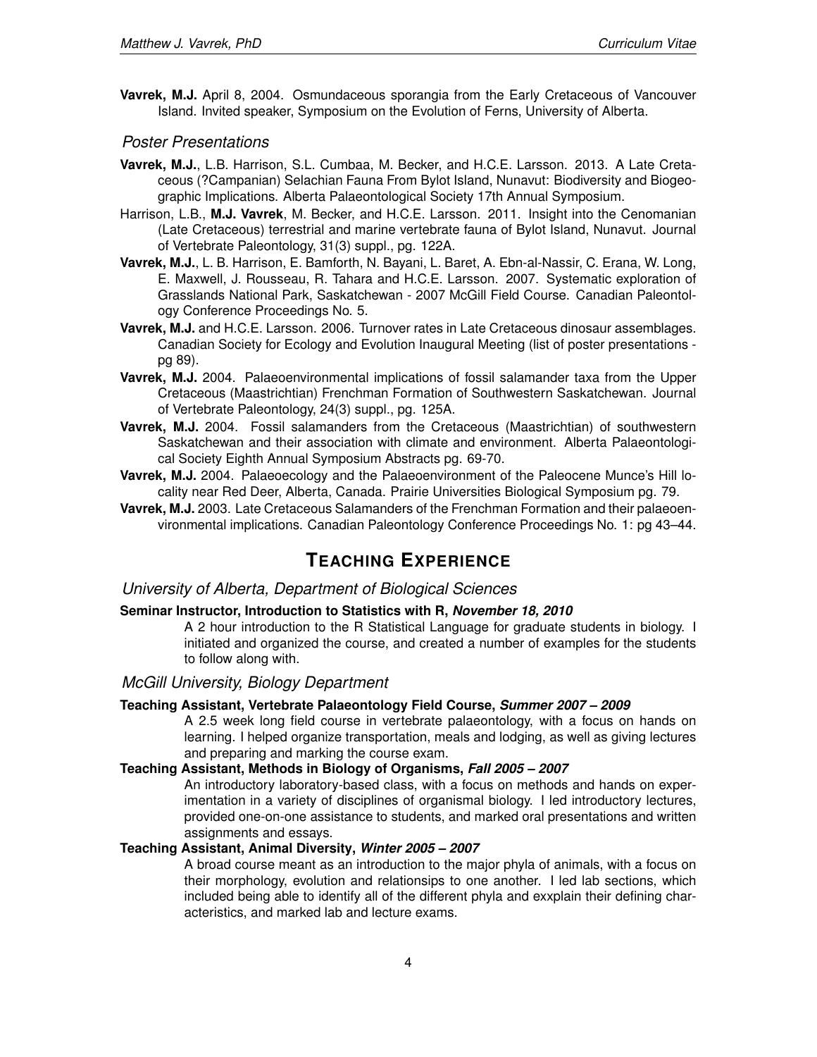**Vavrek, M.J.** April 8, 2004. Osmundaceous sporangia from the Early Cretaceous of Vancouver Island. Invited speaker, Symposium on the Evolution of Ferns, University of Alberta.

### *Poster Presentations*

**Vavrek, M.J.**, L.B. Harrison, S.L. Cumbaa, M. Becker, and H.C.E. Larsson. 2013. A Late Cretaceous (?Campanian) Selachian Fauna From Bylot Island, Nunavut: Biodiversity and Biogeographic Implications. Alberta Palaeontological Society 17th Annual Symposium.

Harrison, L.B., **M.J. Vavrek**, M. Becker, and H.C.E. Larsson. 2011. Insight into the Cenomanian (Late Cretaceous) terrestrial and marine vertebrate fauna of Bylot Island, Nunavut. Journal of Vertebrate Paleontology, 31(3) suppl., pg. 122A.

**Vavrek, M.J.**, L. B. Harrison, E. Bamforth, N. Bayani, L. Baret, A. Ebn-al-Nassir, C. Erana, W. Long, E. Maxwell, J. Rousseau, R. Tahara and H.C.E. Larsson. 2007. Systematic exploration of Grasslands National Park, Saskatchewan - 2007 McGill Field Course. Canadian Paleontology Conference Proceedings No. 5.

**Vavrek, M.J.** and H.C.E. Larsson. 2006. Turnover rates in Late Cretaceous dinosaur assemblages. Canadian Society for Ecology and Evolution Inaugural Meeting (list of poster presentations - pg 89).

**Vavrek, M.J.** 2004. Palaeoenvironmental implications of fossil salamander taxa from the Upper Cretaceous (Maastrichtian) Frenchman Formation of Southwestern Saskatchewan. Journal of Vertebrate Paleontology, 24(3) suppl., pg. 125A.

**Vavrek, M.J.** 2004. Fossil salamanders from the Cretaceous (Maastrichtian) of southwestern Saskatchewan and their association with climate and environment. Alberta Palaeontological Society Eighth Annual Symposium Abstracts pg. 69-70.

**Vavrek, M.J.** 2004. Palaeoecology and the Palaeoenvironment of the Paleocene Munce's Hill locality near Red Deer, Alberta, Canada. Prairie Universities Biological Symposium pg. 79.

**Vavrek, M.J.** 2003. Late Cretaceous Salamanders of the Frenchman Formation and their palaeoenvironmental implications. Canadian Paleontology Conference Proceedings No. 1: pg 43–44.

## Teaching Experience

### *University of Alberta, Department of Biological Sciences*

**Seminar Instructor, Introduction to Statistics with R, *November 18, 2010***

A 2 hour introduction to the R Statistical Language for graduate students in biology. I initiated and organized the course, and created a number of examples for the students to follow along with.

### *McGill University, Biology Department*

**Teaching Assistant, Vertebrate Palaeontology Field Course, *Summer 2007 – 2009***

A 2.5 week long field course in vertebrate palaeontology, with a focus on hands on learning. I helped organize transportation, meals and lodging, as well as giving lectures and preparing and marking the course exam.

**Teaching Assistant, Methods in Biology of Organisms, *Fall 2005 – 2007***

An introductory laboratory-based class, with a focus on methods and hands on experimentation in a variety of disciplines of organismal biology. I led introductory lectures, provided one-on-one assistance to students, and marked oral presentations and written assignments and essays.

**Teaching Assistant, Animal Diversity, *Winter 2005 – 2007***

A broad course meant as an introduction to the major phyla of animals, with a focus on their morphology, evolution and relationsips to one another. I led lab sections, which included being able to identify all of the different phyla and exxplain their defining characteristics, and marked lab and lecture exams.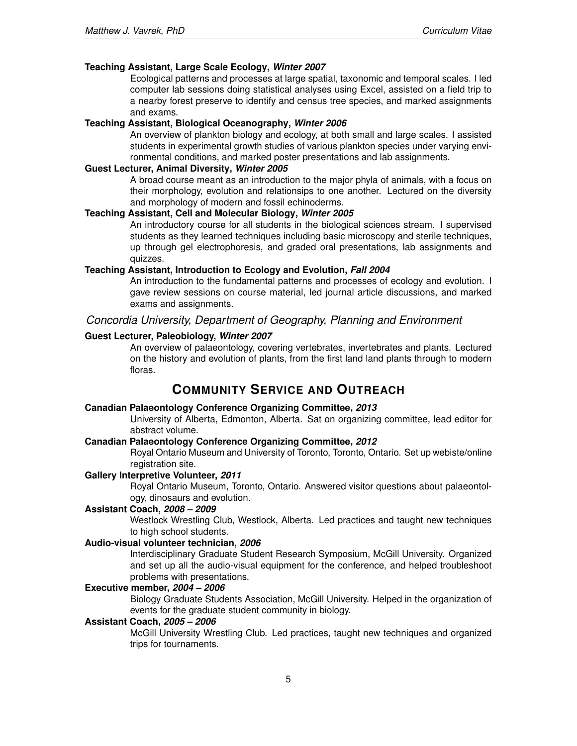**Teaching Assistant, Large Scale Ecology,** ***Winter 2007***

Ecological patterns and processes at large spatial, taxonomic and temporal scales. I led computer lab sessions doing statistical analyses using Excel, assisted on a field trip to a nearby forest preserve to identify and census tree species, and marked assignments and exams.

**Teaching Assistant, Biological Oceanography,** ***Winter 2006***

An overview of plankton biology and ecology, at both small and large scales. I assisted students in experimental growth studies of various plankton species under varying environmental conditions, and marked poster presentations and lab assignments.

**Guest Lecturer, Animal Diversity,** ***Winter 2005***

A broad course meant as an introduction to the major phyla of animals, with a focus on their morphology, evolution and relationsips to one another. Lectured on the diversity and morphology of modern and fossil echinoderms.

**Teaching Assistant, Cell and Molecular Biology,** ***Winter 2005***

An introductory course for all students in the biological sciences stream. I supervised students as they learned techniques including basic microscopy and sterile techniques, up through gel electrophoresis, and graded oral presentations, lab assignments and quizzes.

**Teaching Assistant, Introduction to Ecology and Evolution,** ***Fall 2004***

An introduction to the fundamental patterns and processes of ecology and evolution. I gave review sessions on course material, led journal article discussions, and marked exams and assignments.

### *Concordia University, Department of Geography, Planning and Environment*

**Guest Lecturer, Paleobiology,** ***Winter 2007***

An overview of palaeontology, covering vertebrates, invertebrates and plants. Lectured on the history and evolution of plants, from the first land land plants through to modern floras.

## Community Service and Outreach

**Canadian Palaeontology Conference Organizing Committee,** ***2013***

University of Alberta, Edmonton, Alberta. Sat on organizing committee, lead editor for abstract volume.

**Canadian Palaeontology Conference Organizing Committee,** ***2012***

Royal Ontario Museum and University of Toronto, Toronto, Ontario. Set up webiste/online registration site.

**Gallery Interpretive Volunteer,** ***2011***

Royal Ontario Museum, Toronto, Ontario. Answered visitor questions about palaeontology, dinosaurs and evolution.

**Assistant Coach,** ***2008 – 2009***

Westlock Wrestling Club, Westlock, Alberta. Led practices and taught new techniques to high school students.

**Audio-visual volunteer technician,** ***2006***

Interdisciplinary Graduate Student Research Symposium, McGill University. Organized and set up all the audio-visual equipment for the conference, and helped troubleshoot problems with presentations.

**Executive member,** ***2004 – 2006***

Biology Graduate Students Association, McGill University. Helped in the organization of events for the graduate student community in biology.

**Assistant Coach,** ***2005 – 2006***

McGill University Wrestling Club. Led practices, taught new techniques and organized trips for tournaments.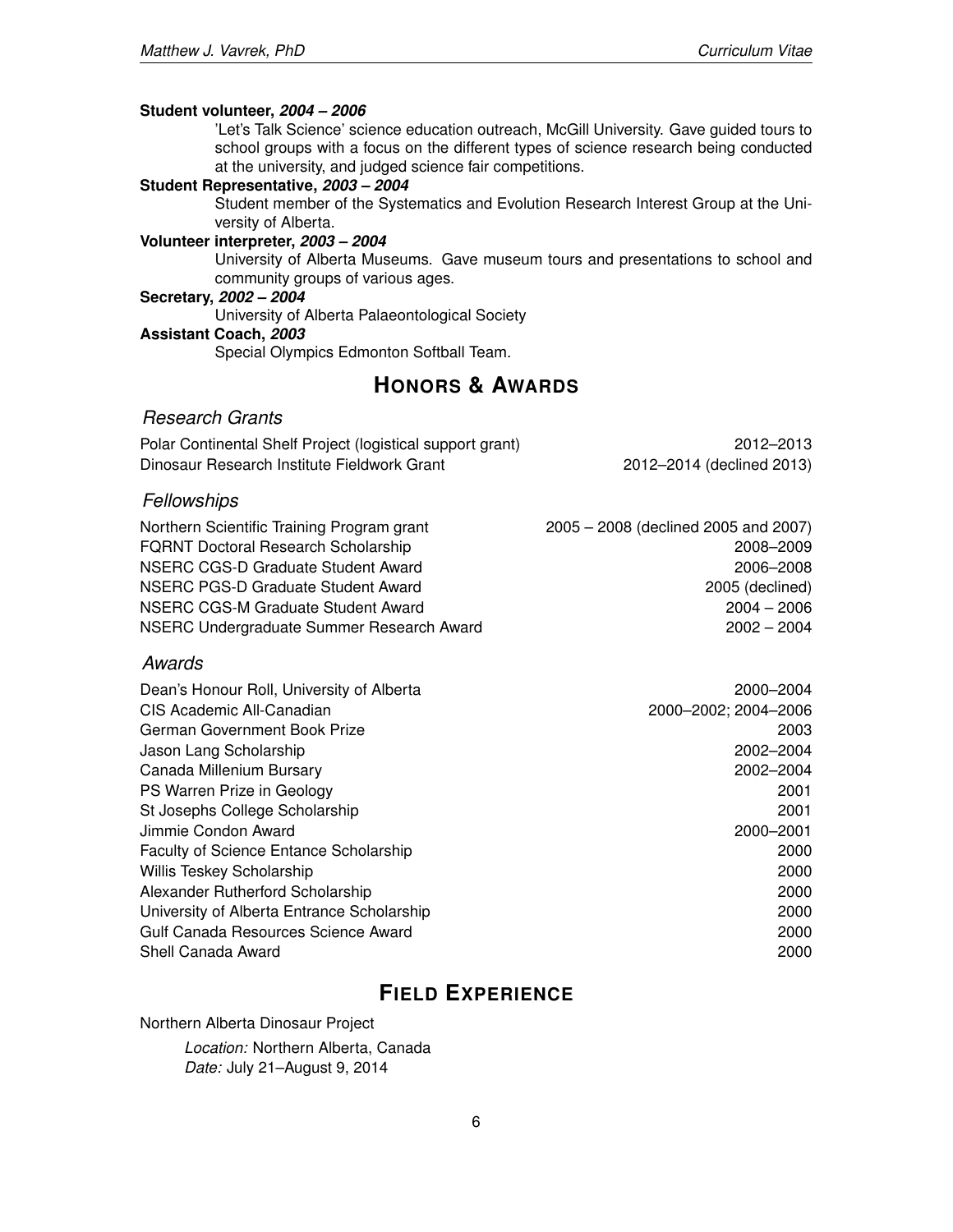**Student volunteer, *2004 – 2006***

'Let's Talk Science' science education outreach, McGill University. Gave guided tours to school groups with a focus on the different types of science research being conducted at the university, and judged science fair competitions.

**Student Representative, *2003 – 2004***

Student member of the Systematics and Evolution Research Interest Group at the University of Alberta.

**Volunteer interpreter, *2003 – 2004***

University of Alberta Museums. Gave museum tours and presentations to school and community groups of various ages.

**Secretary, *2002 – 2004***

University of Alberta Palaeontological Society

**Assistant Coach, *2003***

Special Olympics Edmonton Softball Team.

## HONORS & AWARDS

### *Research Grants*

| | |
|---|---|
| Polar Continental Shelf Project (logistical support grant) | 2012–2013 |
| Dinosaur Research Institute Fieldwork Grant | 2012–2014 (declined 2013) |

### *Fellowships*

| | |
|---|---|
| Northern Scientific Training Program grant | 2005 – 2008 (declined 2005 and 2007) |
| FQRNT Doctoral Research Scholarship | 2008–2009 |
| NSERC CGS-D Graduate Student Award | 2006–2008 |
| NSERC PGS-D Graduate Student Award | 2005 (declined) |
| NSERC CGS-M Graduate Student Award | 2004 – 2006 |
| NSERC Undergraduate Summer Research Award | 2002 – 2004 |

### *Awards*

| | |
|---|---|
| Dean's Honour Roll, University of Alberta | 2000–2004 |
| CIS Academic All-Canadian | 2000–2002; 2004–2006 |
| German Government Book Prize | 2003 |
| Jason Lang Scholarship | 2002–2004 |
| Canada Millenium Bursary | 2002–2004 |
| PS Warren Prize in Geology | 2001 |
| St Josephs College Scholarship | 2001 |
| Jimmie Condon Award | 2000–2001 |
| Faculty of Science Entance Scholarship | 2000 |
| Willis Teskey Scholarship | 2000 |
| Alexander Rutherford Scholarship | 2000 |
| University of Alberta Entrance Scholarship | 2000 |
| Gulf Canada Resources Science Award | 2000 |
| Shell Canada Award | 2000 |

## FIELD EXPERIENCE

Northern Alberta Dinosaur Project

*Location:* Northern Alberta, Canada
*Date:* July 21–August 9, 2014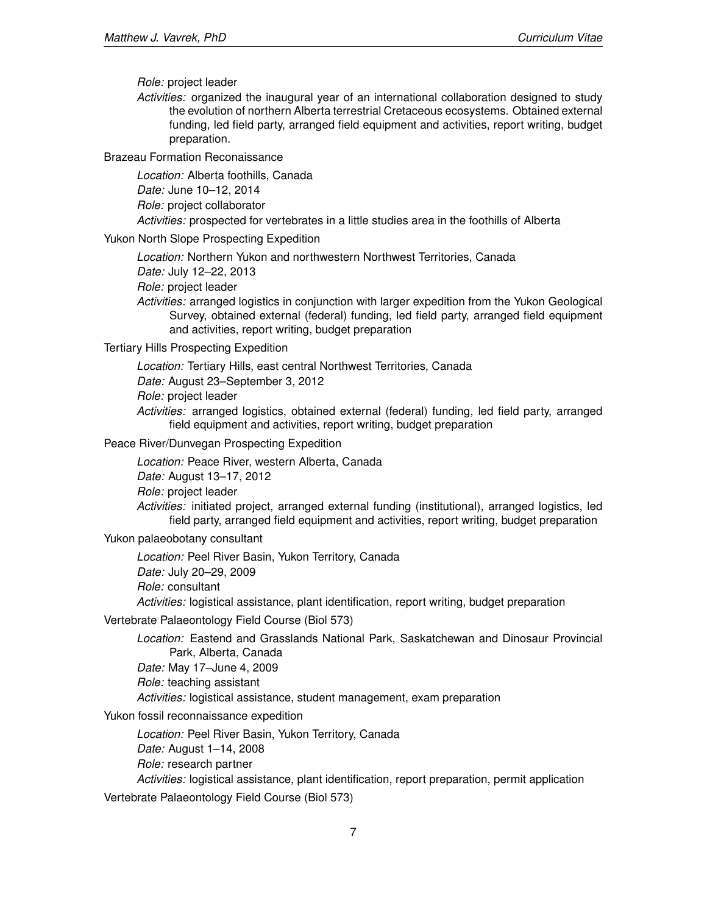*Role:* project leader

*Activities:* organized the inaugural year of an international collaboration designed to study the evolution of northern Alberta terrestrial Cretaceous ecosystems. Obtained external funding, led field party, arranged field equipment and activities, report writing, budget preparation.

Brazeau Formation Reconaissance

*Location:* Alberta foothills, Canada

*Date:* June 10–12, 2014

*Role:* project collaborator

*Activities:* prospected for vertebrates in a little studies area in the foothills of Alberta

Yukon North Slope Prospecting Expedition

*Location:* Northern Yukon and northwestern Northwest Territories, Canada

*Date:* July 12–22, 2013

*Role:* project leader

*Activities:* arranged logistics in conjunction with larger expedition from the Yukon Geological Survey, obtained external (federal) funding, led field party, arranged field equipment and activities, report writing, budget preparation

Tertiary Hills Prospecting Expedition

*Location:* Tertiary Hills, east central Northwest Territories, Canada

*Date:* August 23–September 3, 2012

*Role:* project leader

*Activities:* arranged logistics, obtained external (federal) funding, led field party, arranged field equipment and activities, report writing, budget preparation

Peace River/Dunvegan Prospecting Expedition

*Location:* Peace River, western Alberta, Canada

*Date:* August 13–17, 2012

*Role:* project leader

*Activities:* initiated project, arranged external funding (institutional), arranged logistics, led field party, arranged field equipment and activities, report writing, budget preparation

Yukon palaeobotany consultant

*Location:* Peel River Basin, Yukon Territory, Canada

*Date:* July 20–29, 2009

*Role:* consultant

*Activities:* logistical assistance, plant identification, report writing, budget preparation

Vertebrate Palaeontology Field Course (Biol 573)

*Location:* Eastend and Grasslands National Park, Saskatchewan and Dinosaur Provincial Park, Alberta, Canada

*Date:* May 17–June 4, 2009

*Role:* teaching assistant

*Activities:* logistical assistance, student management, exam preparation

Yukon fossil reconnaissance expedition

*Location:* Peel River Basin, Yukon Territory, Canada

*Date:* August 1–14, 2008

*Role:* research partner

*Activities:* logistical assistance, plant identification, report preparation, permit application

Vertebrate Palaeontology Field Course (Biol 573)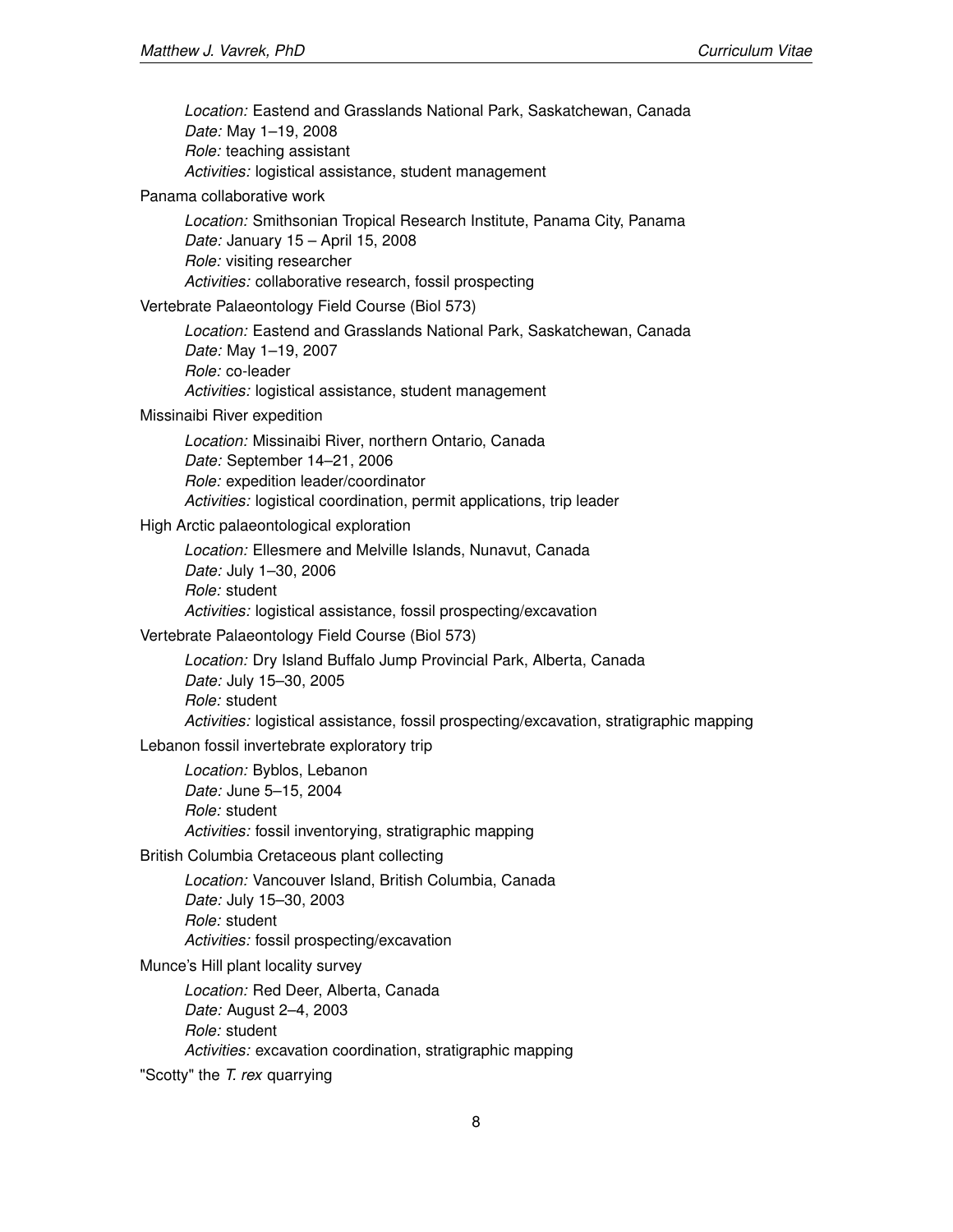*Location:* Eastend and Grasslands National Park, Saskatchewan, Canada
*Date:* May 1–19, 2008
*Role:* teaching assistant
*Activities:* logistical assistance, student management

Panama collaborative work

*Location:* Smithsonian Tropical Research Institute, Panama City, Panama
*Date:* January 15 – April 15, 2008
*Role:* visiting researcher
*Activities:* collaborative research, fossil prospecting

Vertebrate Palaeontology Field Course (Biol 573)

*Location:* Eastend and Grasslands National Park, Saskatchewan, Canada
*Date:* May 1–19, 2007
*Role:* co-leader
*Activities:* logistical assistance, student management

Missinaibi River expedition

*Location:* Missinaibi River, northern Ontario, Canada
*Date:* September 14–21, 2006
*Role:* expedition leader/coordinator
*Activities:* logistical coordination, permit applications, trip leader

High Arctic palaeontological exploration

*Location:* Ellesmere and Melville Islands, Nunavut, Canada
*Date:* July 1–30, 2006
*Role:* student
*Activities:* logistical assistance, fossil prospecting/excavation

Vertebrate Palaeontology Field Course (Biol 573)

*Location:* Dry Island Buffalo Jump Provincial Park, Alberta, Canada
*Date:* July 15–30, 2005
*Role:* student
*Activities:* logistical assistance, fossil prospecting/excavation, stratigraphic mapping

Lebanon fossil invertebrate exploratory trip

*Location:* Byblos, Lebanon
*Date:* June 5–15, 2004
*Role:* student
*Activities:* fossil inventorying, stratigraphic mapping

British Columbia Cretaceous plant collecting

*Location:* Vancouver Island, British Columbia, Canada
*Date:* July 15–30, 2003
*Role:* student
*Activities:* fossil prospecting/excavation

Munce's Hill plant locality survey

*Location:* Red Deer, Alberta, Canada
*Date:* August 2–4, 2003
*Role:* student
*Activities:* excavation coordination, stratigraphic mapping

"Scotty" the *T. rex* quarrying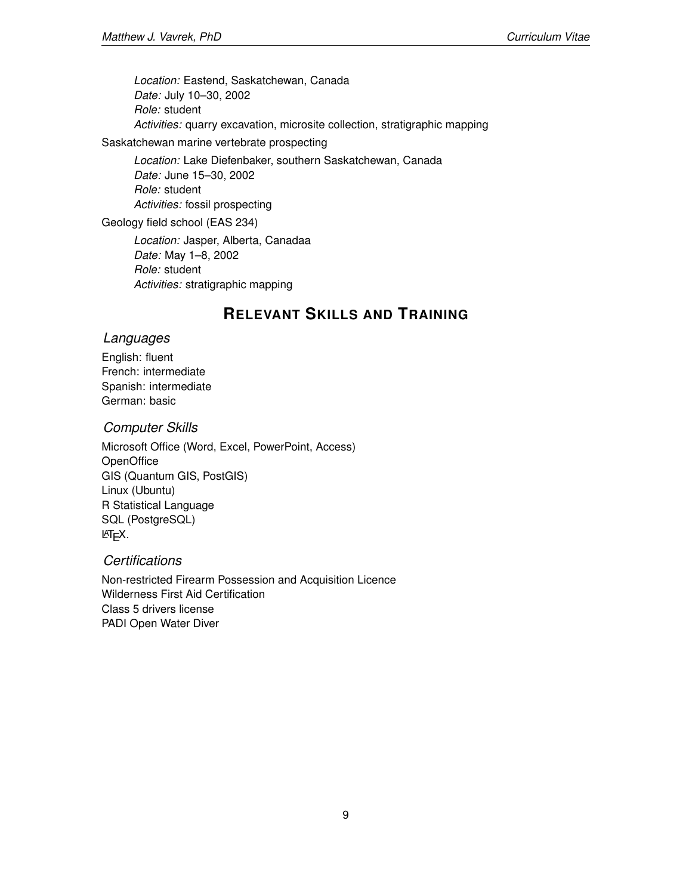*Location:* Eastend, Saskatchewan, Canada
*Date:* July 10–30, 2002
*Role:* student
*Activities:* quarry excavation, microsite collection, stratigraphic mapping

Saskatchewan marine vertebrate prospecting

*Location:* Lake Diefenbaker, southern Saskatchewan, Canada
*Date:* June 15–30, 2002
*Role:* student
*Activities:* fossil prospecting

Geology field school (EAS 234)

*Location:* Jasper, Alberta, Canadaa
*Date:* May 1–8, 2002
*Role:* student
*Activities:* stratigraphic mapping

## RELEVANT SKILLS AND TRAINING

### *Languages*

English: fluent
French: intermediate
Spanish: intermediate
German: basic

### *Computer Skills*

Microsoft Office (Word, Excel, PowerPoint, Access)
OpenOffice
GIS (Quantum GIS, PostGIS)
Linux (Ubuntu)
R Statistical Language
SQL (PostgreSQL)
LaTeX.

### *Certifications*

Non-restricted Firearm Possession and Acquisition Licence
Wilderness First Aid Certification
Class 5 drivers license
PADI Open Water Diver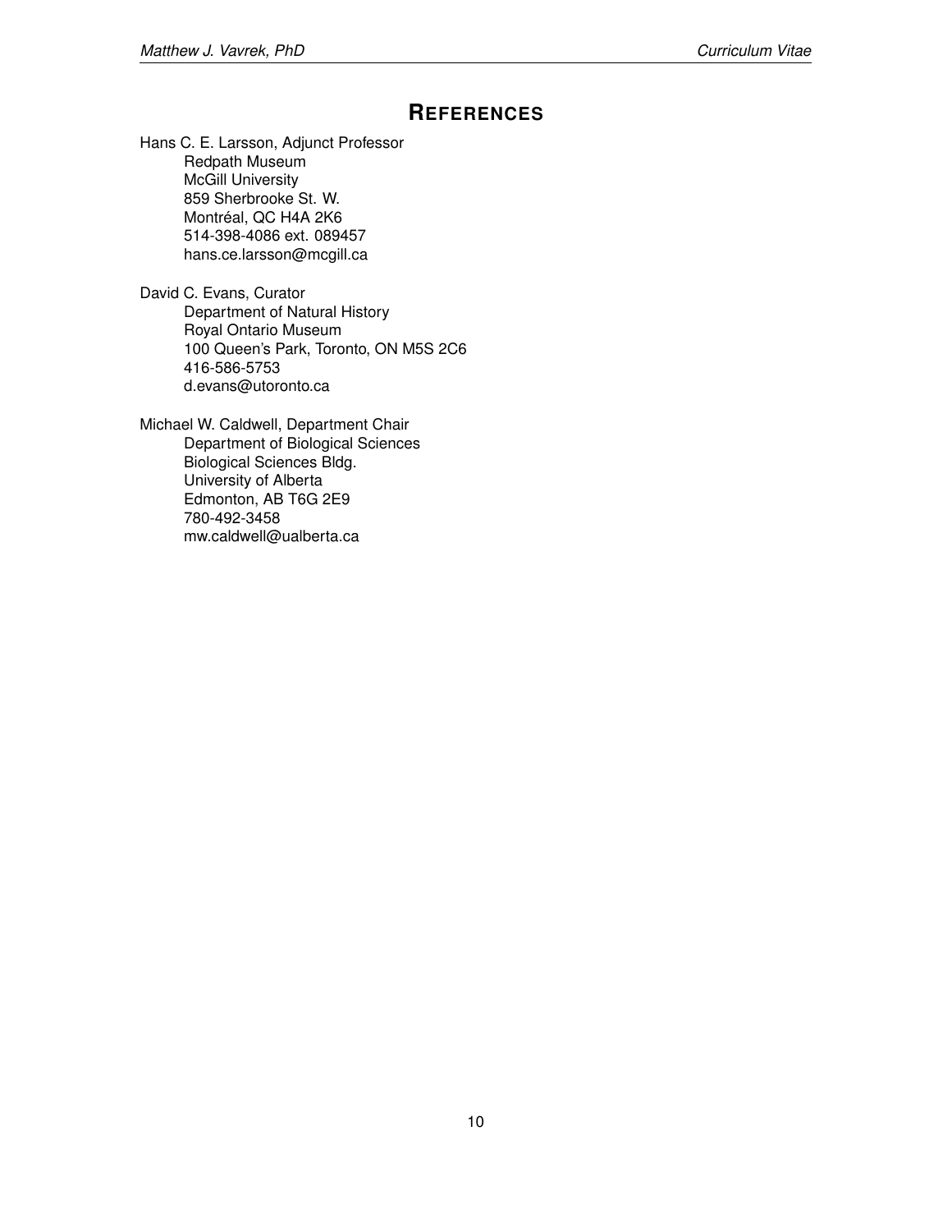## References

Hans C. E. Larsson, Adjunct Professor
Redpath Museum
McGill University
859 Sherbrooke St. W.
Montréal, QC H4A 2K6
514-398-4086 ext. 089457
hans.ce.larsson@mcgill.ca

David C. Evans, Curator
Department of Natural History
Royal Ontario Museum
100 Queen's Park, Toronto, ON M5S 2C6
416-586-5753
d.evans@utoronto.ca

Michael W. Caldwell, Department Chair
Department of Biological Sciences
Biological Sciences Bldg.
University of Alberta
Edmonton, AB T6G 2E9
780-492-3458
mw.caldwell@ualberta.ca